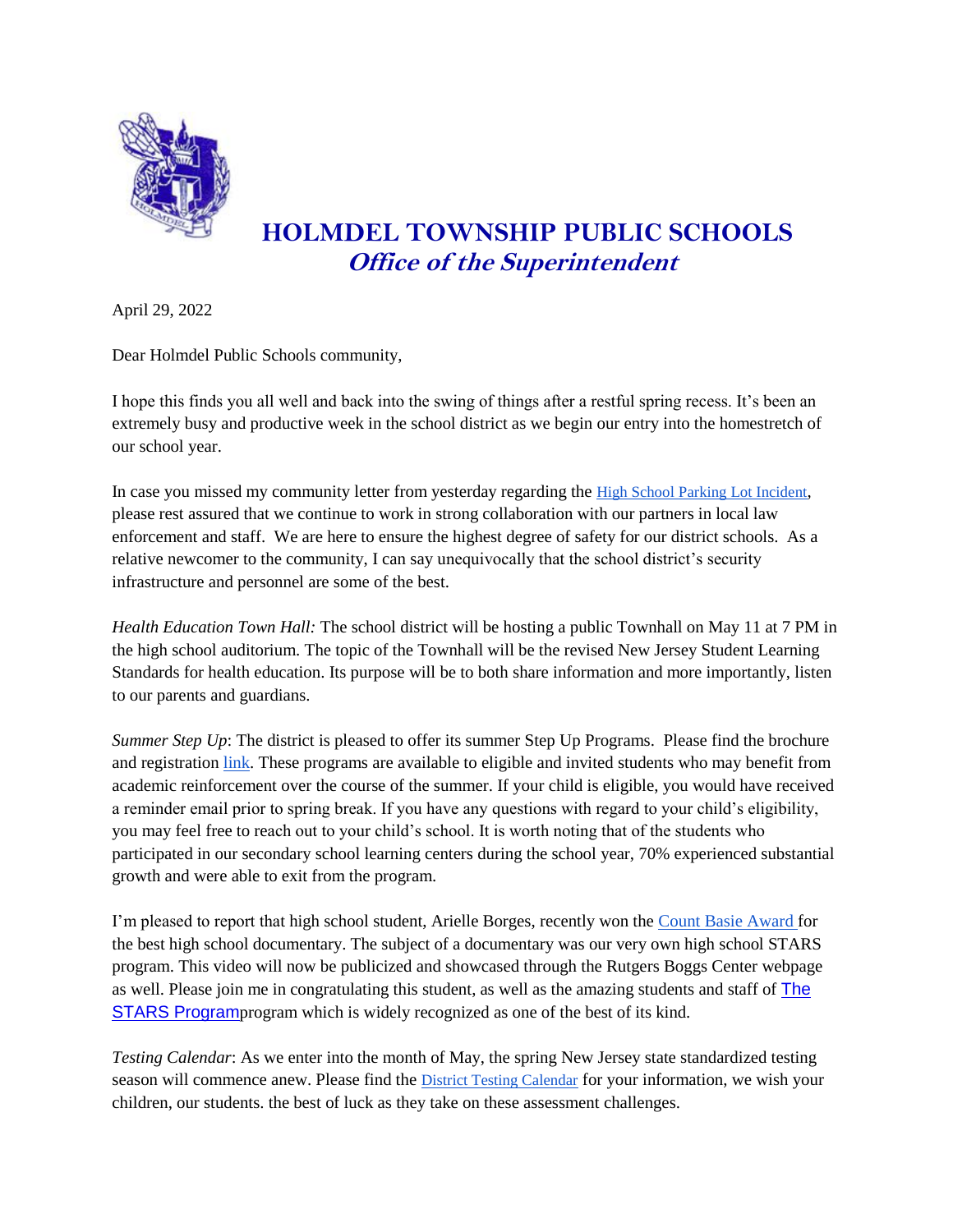# HOLMDEL TOWNSHIP PUBLIC SCHOOLS
## *Office of the Superintendent*

April 29, 2022

Dear Holmdel Public Schools community,

I hope this finds you all well and back into the swing of things after a restful spring recess. It's been an extremely busy and productive week in the school district as we begin our entry into the homestretch of our school year.

In case you missed my community letter from yesterday regarding the High School Parking Lot Incident, please rest assured that we continue to work in strong collaboration with our partners in local law enforcement and staff. We are here to ensure the highest degree of safety for our district schools. As a relative newcomer to the community, I can say unequivocally that the school district's security infrastructure and personnel are some of the best.

*Health Education Town Hall:* The school district will be hosting a public Townhall on May 11 at 7 PM in the high school auditorium. The topic of the Townhall will be the revised New Jersey Student Learning Standards for health education. Its purpose will be to both share information and more importantly, listen to our parents and guardians.

*Summer Step Up*: The district is pleased to offer its summer Step Up Programs. Please find the brochure and registration link. These programs are available to eligible and invited students who may benefit from academic reinforcement over the course of the summer. If your child is eligible, you would have received a reminder email prior to spring break. If you have any questions with regard to your child's eligibility, you may feel free to reach out to your child's school. It is worth noting that of the students who participated in our secondary school learning centers during the school year, 70% experienced substantial growth and were able to exit from the program.

I'm pleased to report that high school student, Arielle Borges, recently won the Count Basie Award for the best high school documentary. The subject of a documentary was our very own high school STARS program. This video will now be publicized and showcased through the Rutgers Boggs Center webpage as well. Please join me in congratulating this student, as well as the amazing students and staff of The STARS Programprogram which is widely recognized as one of the best of its kind.

*Testing Calendar*: As we enter into the month of May, the spring New Jersey state standardized testing season will commence anew. Please find the District Testing Calendar for your information, we wish your children, our students. the best of luck as they take on these assessment challenges.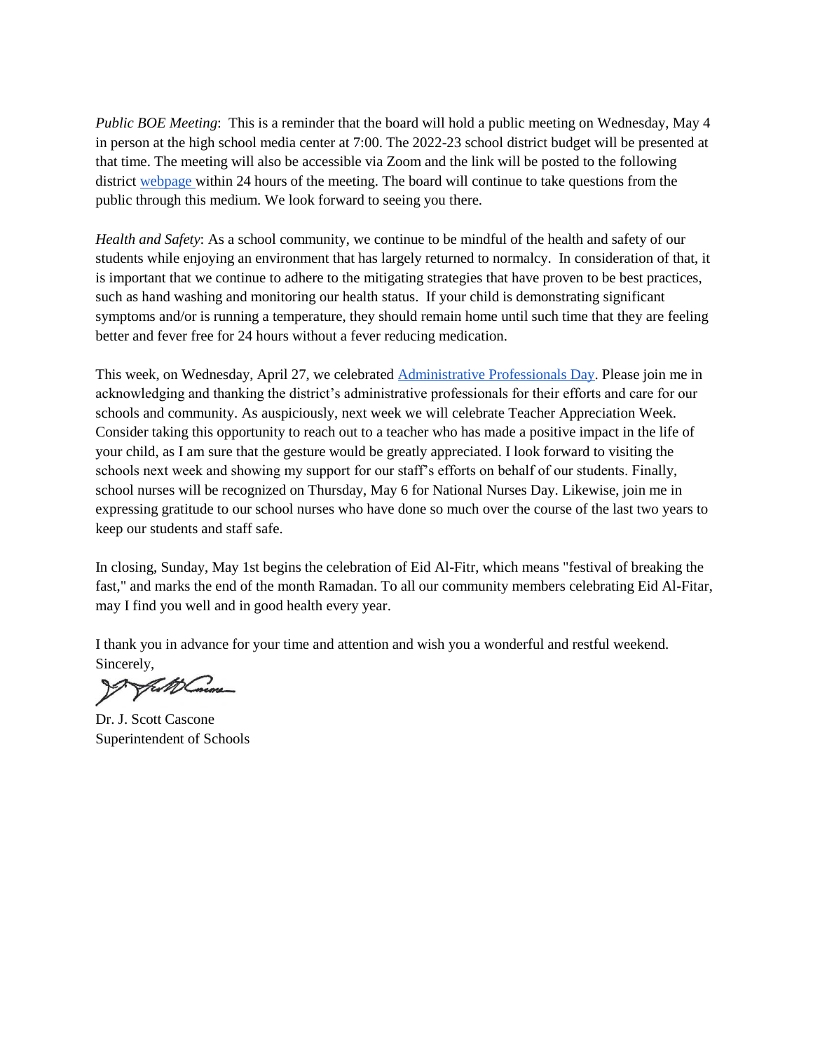*Public BOE Meeting*: This is a reminder that the board will hold a public meeting on Wednesday, May 4 in person at the high school media center at 7:00. The 2022-23 school district budget will be presented at that time. The meeting will also be accessible via Zoom and the link will be posted to the following district webpage within 24 hours of the meeting. The board will continue to take questions from the public through this medium. We look forward to seeing you there.

*Health and Safety*: As a school community, we continue to be mindful of the health and safety of our students while enjoying an environment that has largely returned to normalcy. In consideration of that, it is important that we continue to adhere to the mitigating strategies that have proven to be best practices, such as hand washing and monitoring our health status. If your child is demonstrating significant symptoms and/or is running a temperature, they should remain home until such time that they are feeling better and fever free for 24 hours without a fever reducing medication.

This week, on Wednesday, April 27, we celebrated Administrative Professionals Day. Please join me in acknowledging and thanking the district's administrative professionals for their efforts and care for our schools and community. As auspiciously, next week we will celebrate Teacher Appreciation Week. Consider taking this opportunity to reach out to a teacher who has made a positive impact in the life of your child, as I am sure that the gesture would be greatly appreciated. I look forward to visiting the schools next week and showing my support for our staff's efforts on behalf of our students. Finally, school nurses will be recognized on Thursday, May 6 for National Nurses Day. Likewise, join me in expressing gratitude to our school nurses who have done so much over the course of the last two years to keep our students and staff safe.

In closing, Sunday, May 1st begins the celebration of Eid Al-Fitr, which means "festival of breaking the fast," and marks the end of the month Ramadan. To all our community members celebrating Eid Al-Fitar, may I find you well and in good health every year.

I thank you in advance for your time and attention and wish you a wonderful and restful weekend.

Sincerely,

Dr. J. Scott Cascone
Superintendent of Schools